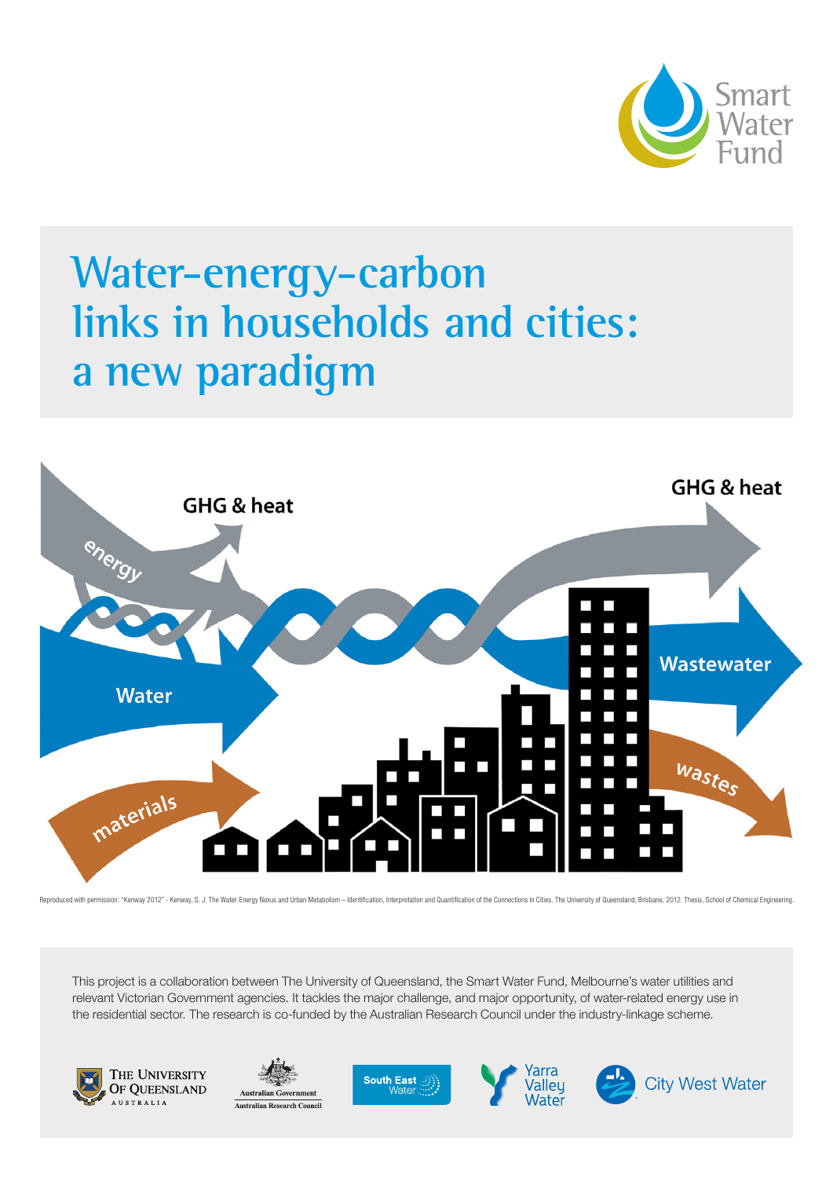Smart Water Fund

# Water-energy-carbon links in households and cities: a new paradigm

GHG & heat

energy

Water

materials

GHG & heat

Wastewater

wastes

Reproduced with permission: "Kenway 2012" - Kenway, S. J. The Water-Energy Nexus and Urban Metabolism – Identification, Interpretation and Quantification of the Connections in Cities. The University of Queensland, Brisbane, 2012. Thesis, School of Chemical Engineering.

This project is a collaboration between The University of Queensland, the Smart Water Fund, Melbourne's water utilities and relevant Victorian Government agencies. It tackles the major challenge, and major opportunity, of water-related energy use in the residential sector. The research is co-funded by the Australian Research Council under the industry-linkage scheme.

The University of Queensland Australia | Australian Government Australian Research Council | South East Water | Yarra Valley Water | City West Water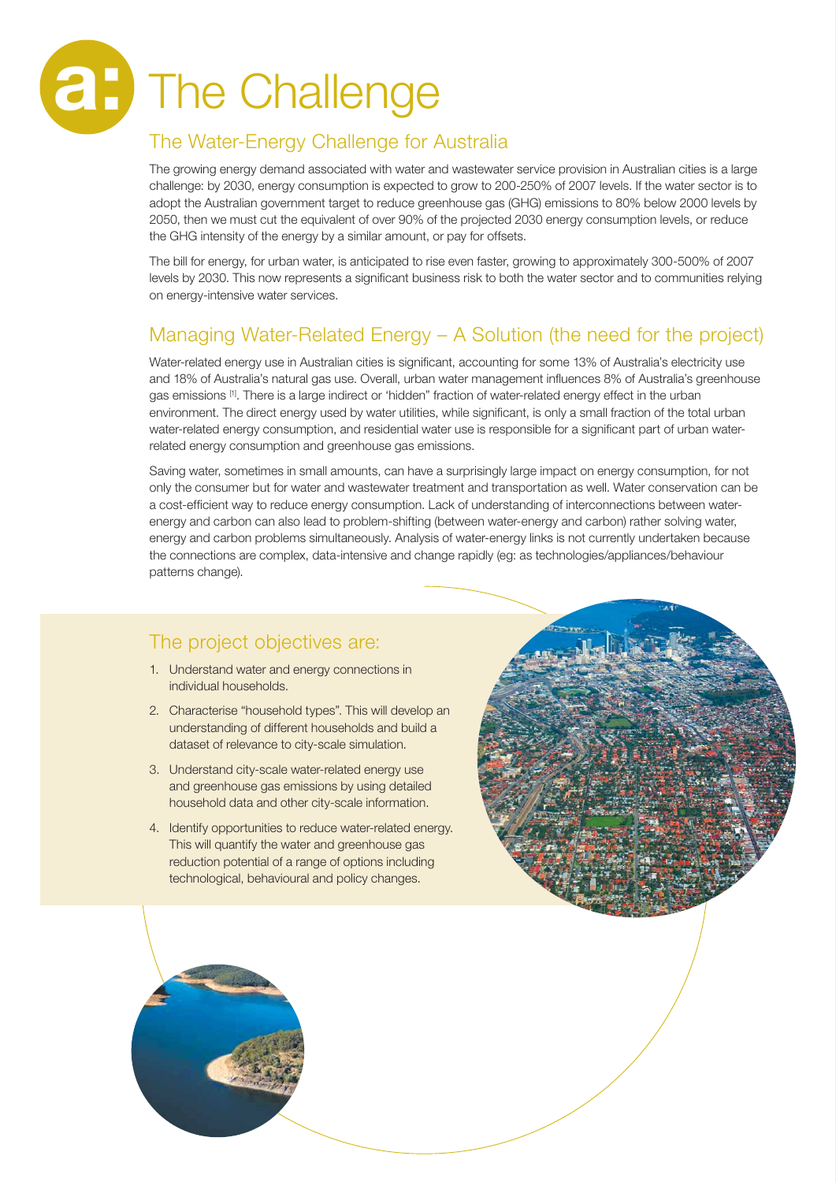# a: The Challenge

## The Water-Energy Challenge for Australia

The growing energy demand associated with water and wastewater service provision in Australian cities is a large challenge: by 2030, energy consumption is expected to grow to 200-250% of 2007 levels. If the water sector is to adopt the Australian government target to reduce greenhouse gas (GHG) emissions to 80% below 2000 levels by 2050, then we must cut the equivalent of over 90% of the projected 2030 energy consumption levels, or reduce the GHG intensity of the energy by a similar amount, or pay for offsets.

The bill for energy, for urban water, is anticipated to rise even faster, growing to approximately 300-500% of 2007 levels by 2030. This now represents a significant business risk to both the water sector and to communities relying on energy-intensive water services.

## Managing Water-Related Energy – A Solution (the need for the project)

Water-related energy use in Australian cities is significant, accounting for some 13% of Australia's electricity use and 18% of Australia's natural gas use. Overall, urban water management influences 8% of Australia's greenhouse gas emissions [1]. There is a large indirect or 'hidden" fraction of water-related energy effect in the urban environment. The direct energy used by water utilities, while significant, is only a small fraction of the total urban water-related energy consumption, and residential water use is responsible for a significant part of urban water-related energy consumption and greenhouse gas emissions.

Saving water, sometimes in small amounts, can have a surprisingly large impact on energy consumption, for not only the consumer but for water and wastewater treatment and transportation as well. Water conservation can be a cost-efficient way to reduce energy consumption. Lack of understanding of interconnections between water-energy and carbon can also lead to problem-shifting (between water-energy and carbon) rather solving water, energy and carbon problems simultaneously. Analysis of water-energy links is not currently undertaken because the connections are complex, data-intensive and change rapidly (eg: as technologies/appliances/behaviour patterns change).

## The project objectives are:

1. Understand water and energy connections in individual households.
2. Characterise "household types". This will develop an understanding of different households and build a dataset of relevance to city-scale simulation.
3. Understand city-scale water-related energy use and greenhouse gas emissions by using detailed household data and other city-scale information.
4. Identify opportunities to reduce water-related energy. This will quantify the water and greenhouse gas reduction potential of a range of options including technological, behavioural and policy changes.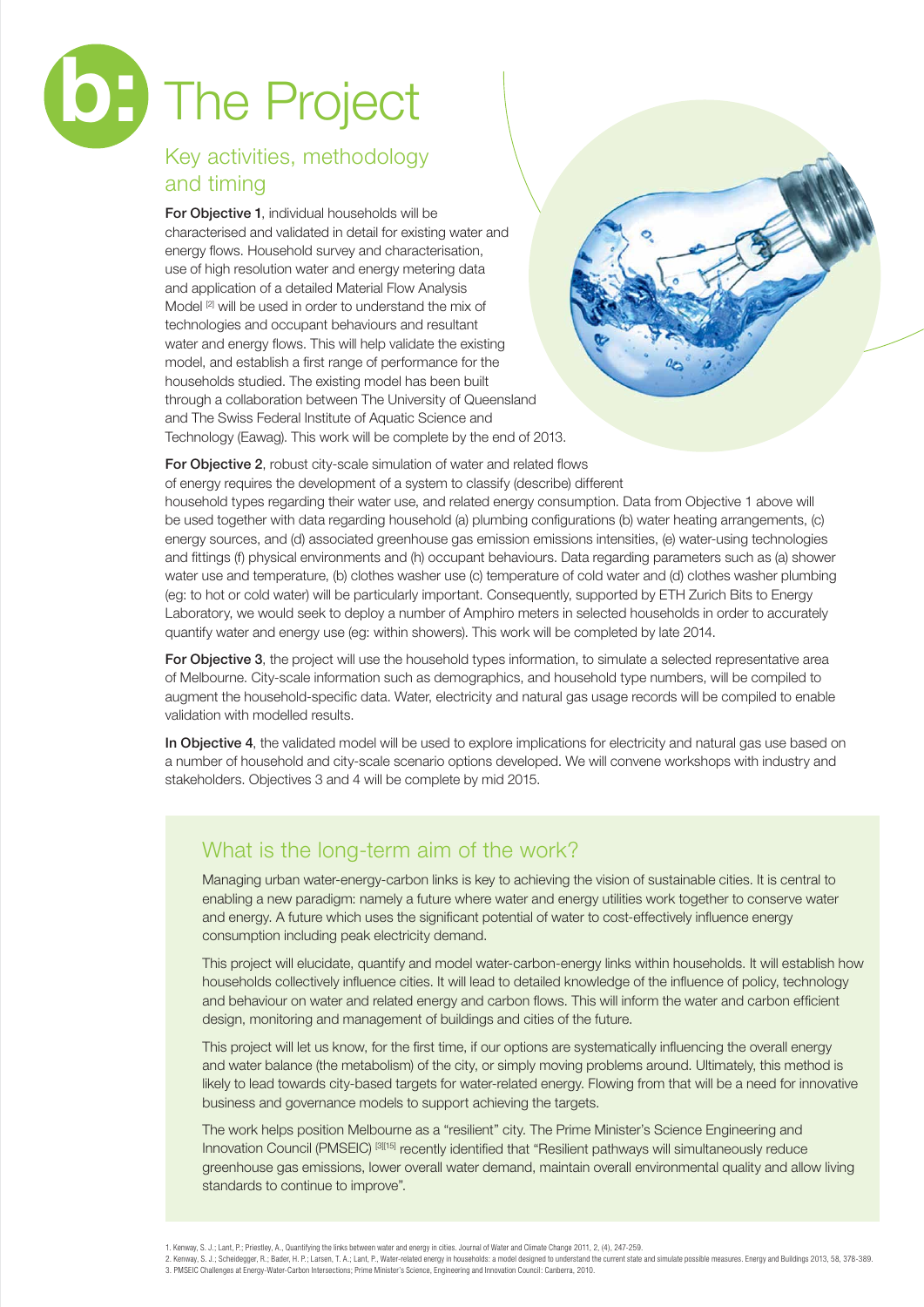# b: The Project

## Key activities, methodology and timing

**For Objective 1**, individual households will be characterised and validated in detail for existing water and energy flows. Household survey and characterisation, use of high resolution water and energy metering data and application of a detailed Material Flow Analysis Model [2] will be used in order to understand the mix of technologies and occupant behaviours and resultant water and energy flows. This will help validate the existing model, and establish a first range of performance for the households studied. The existing model has been built through a collaboration between The University of Queensland and The Swiss Federal Institute of Aquatic Science and Technology (Eawag). This work will be complete by the end of 2013.

**For Objective 2**, robust city-scale simulation of water and related flows of energy requires the development of a system to classify (describe) different household types regarding their water use, and related energy consumption. Data from Objective 1 above will be used together with data regarding household (a) plumbing configurations (b) water heating arrangements, (c) energy sources, and (d) associated greenhouse gas emission emissions intensities, (e) water-using technologies and fittings (f) physical environments and (h) occupant behaviours. Data regarding parameters such as (a) shower water use and temperature, (b) clothes washer use (c) temperature of cold water and (d) clothes washer plumbing (eg: to hot or cold water) will be particularly important. Consequently, supported by ETH Zurich Bits to Energy Laboratory, we would seek to deploy a number of Amphiro meters in selected households in order to accurately quantify water and energy use (eg: within showers). This work will be completed by late 2014.

**For Objective 3**, the project will use the household types information, to simulate a selected representative area of Melbourne. City-scale information such as demographics, and household type numbers, will be compiled to augment the household-specific data. Water, electricity and natural gas usage records will be compiled to enable validation with modelled results.

**In Objective 4**, the validated model will be used to explore implications for electricity and natural gas use based on a number of household and city-scale scenario options developed. We will convene workshops with industry and stakeholders. Objectives 3 and 4 will be complete by mid 2015.

## What is the long-term aim of the work?

Managing urban water-energy-carbon links is key to achieving the vision of sustainable cities. It is central to enabling a new paradigm: namely a future where water and energy utilities work together to conserve water and energy. A future which uses the significant potential of water to cost-effectively influence energy consumption including peak electricity demand.

This project will elucidate, quantify and model water-carbon-energy links within households. It will establish how households collectively influence cities. It will lead to detailed knowledge of the influence of policy, technology and behaviour on water and related energy and carbon flows. This will inform the water and carbon efficient design, monitoring and management of buildings and cities of the future.

This project will let us know, for the first time, if our options are systematically influencing the overall energy and water balance (the metabolism) of the city, or simply moving problems around. Ultimately, this method is likely to lead towards city-based targets for water-related energy. Flowing from that will be a need for innovative business and governance models to support achieving the targets.

The work helps position Melbourne as a "resilient" city. The Prime Minister's Science Engineering and Innovation Council (PMSEIC) [3][15] recently identified that "Resilient pathways will simultaneously reduce greenhouse gas emissions, lower overall water demand, maintain overall environmental quality and allow living standards to continue to improve".

1. Kenway, S. J.; Lant, P.; Priestley, A., Quantifying the links between water and energy in cities. Journal of Water and Climate Change 2011, 2, (4), 247-259.
2. Kenway, S. J.; Scheidegger, R.; Bader, H. P.; Larsen, T. A.; Lant, P., Water-related energy in households: a model designed to understand the current state and simulate possible measures. Energy and Buildings 2013, 58, 378-389.
3. PMSEIC Challenges at Energy-Water-Carbon Intersections; Prime Minister's Science, Engineering and Innovation Council: Canberra, 2010.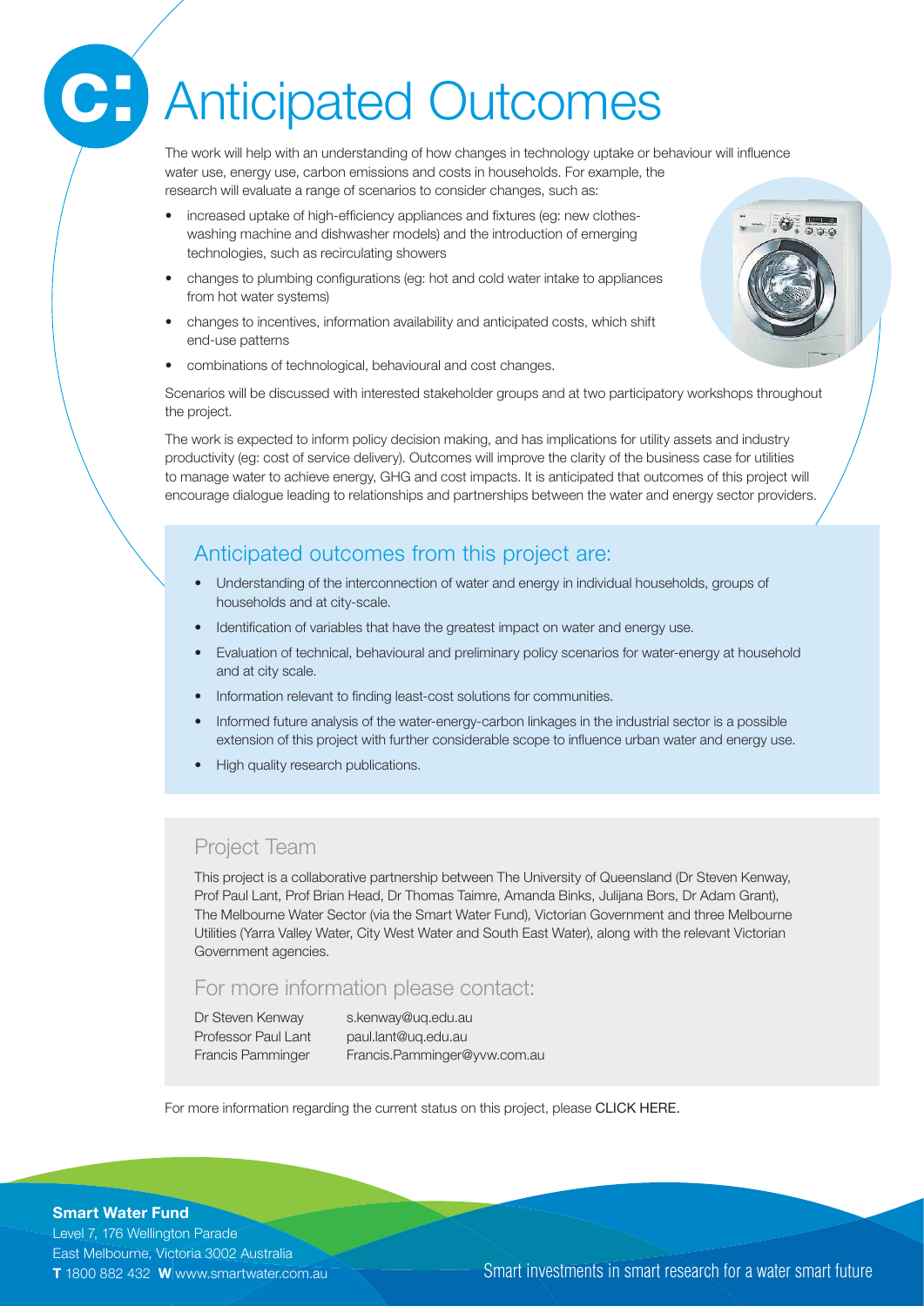# C: Anticipated Outcomes

The work will help with an understanding of how changes in technology uptake or behaviour will influence water use, energy use, carbon emissions and costs in households. For example, the research will evaluate a range of scenarios to consider changes, such as:

- increased uptake of high-efficiency appliances and fixtures (eg: new clothes-washing machine and dishwasher models) and the introduction of emerging technologies, such as recirculating showers
- changes to plumbing configurations (eg: hot and cold water intake to appliances from hot water systems)
- changes to incentives, information availability and anticipated costs, which shift end-use patterns
- combinations of technological, behavioural and cost changes.

Scenarios will be discussed with interested stakeholder groups and at two participatory workshops throughout the project.

The work is expected to inform policy decision making, and has implications for utility assets and industry productivity (eg: cost of service delivery). Outcomes will improve the clarity of the business case for utilities to manage water to achieve energy, GHG and cost impacts. It is anticipated that outcomes of this project will encourage dialogue leading to relationships and partnerships between the water and energy sector providers.

## Anticipated outcomes from this project are:

- Understanding of the interconnection of water and energy in individual households, groups of households and at city-scale.
- Identification of variables that have the greatest impact on water and energy use.
- Evaluation of technical, behavioural and preliminary policy scenarios for water-energy at household and at city scale.
- Information relevant to finding least-cost solutions for communities.
- Informed future analysis of the water-energy-carbon linkages in the industrial sector is a possible extension of this project with further considerable scope to influence urban water and energy use.
- High quality research publications.

## Project Team

This project is a collaborative partnership between The University of Queensland (Dr Steven Kenway, Prof Paul Lant, Prof Brian Head, Dr Thomas Taimre, Amanda Binks, Julijana Bors, Dr Adam Grant), The Melbourne Water Sector (via the Smart Water Fund), Victorian Government and three Melbourne Utilities (Yarra Valley Water, City West Water and South East Water), along with the relevant Victorian Government agencies.

## For more information please contact:

| | |
|---|---|
| Dr Steven Kenway | s.kenway@uq.edu.au |
| Professor Paul Lant | paul.lant@uq.edu.au |
| Francis Pamminger | Francis.Pamminger@yvw.com.au |

For more information regarding the current status on this project, please CLICK HERE.

**Smart Water Fund**
Level 7, 176 Wellington Parade
East Melbourne, Victoria 3002 Australia
**T** 1800 882 432 **W** www.smartwater.com.au

Smart investments in smart research for a water smart future